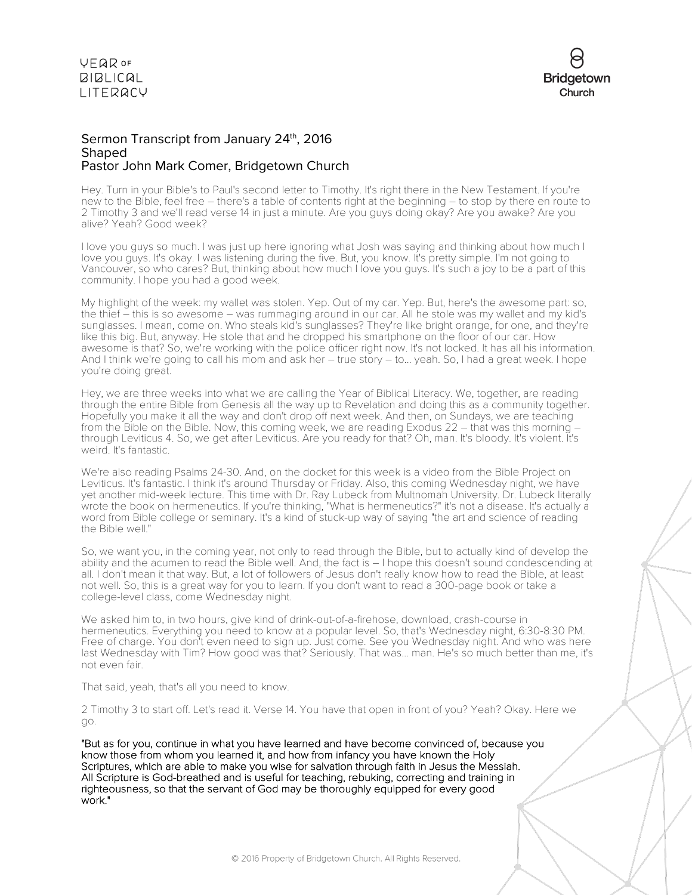## Sermon Transcript from January 24th, 2016
## Shaped
## Pastor John Mark Comer, Bridgetown Church

Hey. Turn in your Bible's to Paul's second letter to Timothy. It's right there in the New Testament. If you're new to the Bible, feel free – there's a table of contents right at the beginning – to stop by there en route to 2 Timothy 3 and we'll read verse 14 in just a minute. Are you guys doing okay? Are you awake? Are you alive? Yeah? Good week?

I love you guys so much. I was just up here ignoring what Josh was saying and thinking about how much I love you guys. It's okay. I was listening during the five. But, you know. It's pretty simple. I'm not going to Vancouver, so who cares? But, thinking about how much I love you guys. It's such a joy to be a part of this community. I hope you had a good week.

My highlight of the week: my wallet was stolen. Yep. Out of my car. Yep. But, here's the awesome part: so, the thief – this is so awesome – was rummaging around in our car. All he stole was my wallet and my kid's sunglasses. I mean, come on. Who steals kid's sunglasses? They're like bright orange, for one, and they're like this big. But, anyway. He stole that and he dropped his smartphone on the floor of our car. How awesome is that? So, we're working with the police officer right now. It's not locked. It has all his information. And I think we're going to call his mom and ask her – true story – to... yeah. So, I had a great week. I hope you're doing great.

Hey, we are three weeks into what we are calling the Year of Biblical Literacy. We, together, are reading through the entire Bible from Genesis all the way up to Revelation and doing this as a community together. Hopefully you make it all the way and don't drop off next week. And then, on Sundays, we are teaching from the Bible on the Bible. Now, this coming week, we are reading Exodus 22 – that was this morning – through Leviticus 4. So, we get after Leviticus. Are you ready for that? Oh, man. It's bloody. It's violent. It's weird. It's fantastic.

We're also reading Psalms 24-30. And, on the docket for this week is a video from the Bible Project on Leviticus. It's fantastic. I think it's around Thursday or Friday. Also, this coming Wednesday night, we have yet another mid-week lecture. This time with Dr. Ray Lubeck from Multnomah University. Dr. Lubeck literally wrote the book on hermeneutics. If you're thinking, "What is hermeneutics?" it's not a disease. It's actually a word from Bible college or seminary. It's a kind of stuck-up way of saying "the art and science of reading the Bible well."

So, we want you, in the coming year, not only to read through the Bible, but to actually kind of develop the ability and the acumen to read the Bible well. And, the fact is – I hope this doesn't sound condescending at all. I don't mean it that way. But, a lot of followers of Jesus don't really know how to read the Bible, at least not well. So, this is a great way for you to learn. If you don't want to read a 300-page book or take a college-level class, come Wednesday night.

We asked him to, in two hours, give kind of drink-out-of-a-firehose, download, crash-course in hermeneutics. Everything you need to know at a popular level. So, that's Wednesday night, 6:30-8:30 PM. Free of charge. You don't even need to sign up. Just come. See you Wednesday night. And who was here last Wednesday with Tim? How good was that? Seriously. That was... man. He's so much better than me, it's not even fair.

That said, yeah, that's all you need to know.

2 Timothy 3 to start off. Let's read it. Verse 14. You have that open in front of you? Yeah? Okay. Here we go.

"But as for you, continue in what you have learned and have become convinced of, because you know those from whom you learned it, and how from infancy you have known the Holy Scriptures, which are able to make you wise for salvation through faith in Jesus the Messiah. All Scripture is God-breathed and is useful for teaching, rebuking, correcting and training in righteousness, so that the servant of God may be thoroughly equipped for every good work."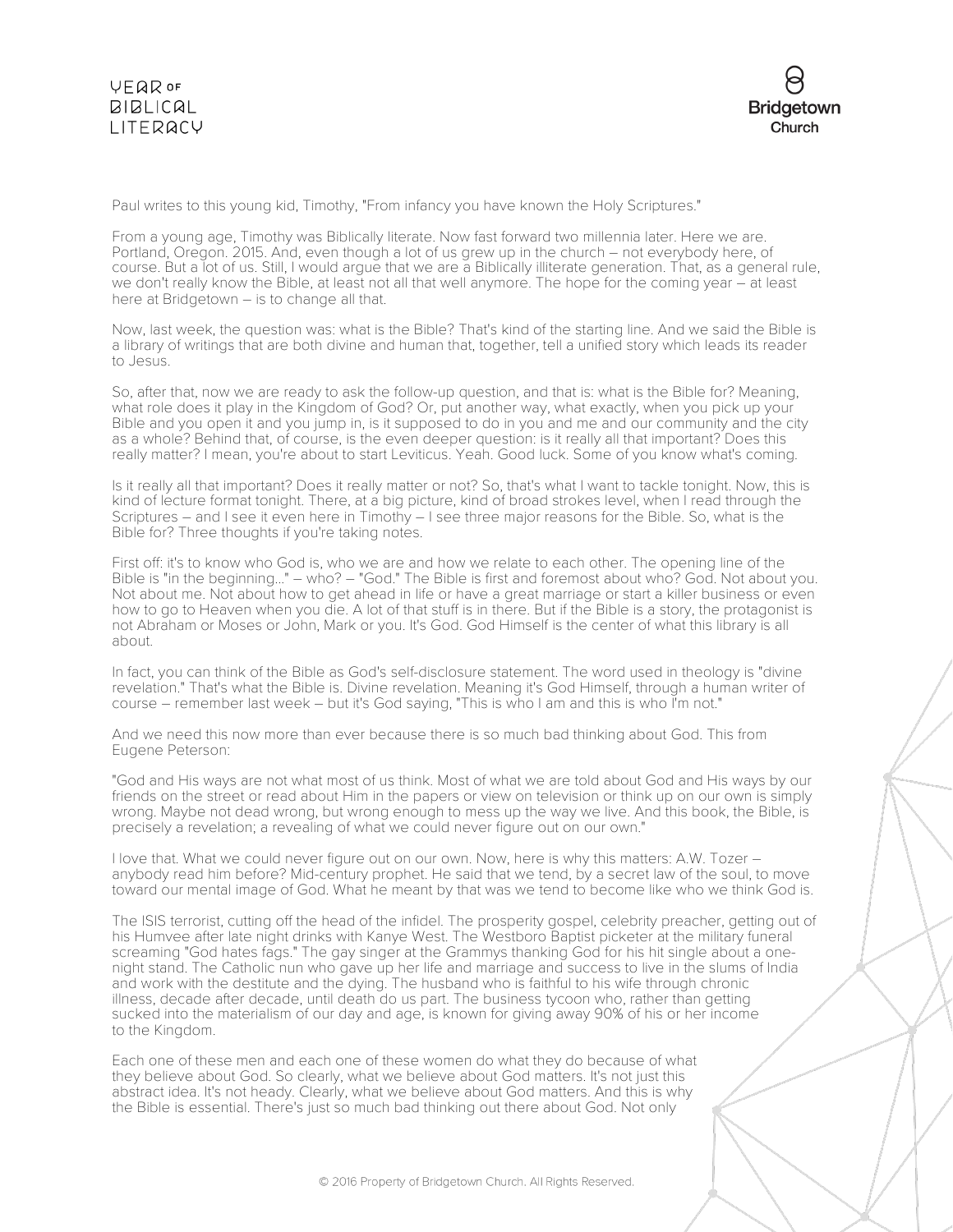Paul writes to this young kid, Timothy, "From infancy you have known the Holy Scriptures."

From a young age, Timothy was Biblically literate. Now fast forward two millennia later. Here we are. Portland, Oregon. 2015. And, even though a lot of us grew up in the church – not everybody here, of course. But a lot of us. Still, I would argue that we are a Biblically illiterate generation. That, as a general rule, we don't really know the Bible, at least not all that well anymore. The hope for the coming year – at least here at Bridgetown – is to change all that.

Now, last week, the question was: what is the Bible? That's kind of the starting line. And we said the Bible is a library of writings that are both divine and human that, together, tell a unified story which leads its reader to Jesus.

So, after that, now we are ready to ask the follow-up question, and that is: what is the Bible for? Meaning, what role does it play in the Kingdom of God? Or, put another way, what exactly, when you pick up your Bible and you open it and you jump in, is it supposed to do in you and me and our community and the city as a whole? Behind that, of course, is the even deeper question: is it really all that important? Does this really matter? I mean, you're about to start Leviticus. Yeah. Good luck. Some of you know what's coming.

Is it really all that important? Does it really matter or not? So, that's what I want to tackle tonight. Now, this is kind of lecture format tonight. There, at a big picture, kind of broad strokes level, when I read through the Scriptures – and I see it even here in Timothy – I see three major reasons for the Bible. So, what is the Bible for? Three thoughts if you're taking notes.

First off: it's to know who God is, who we are and how we relate to each other. The opening line of the Bible is "in the beginning..." – who? – "God." The Bible is first and foremost about who? God. Not about you. Not about me. Not about how to get ahead in life or have a great marriage or start a killer business or even how to go to Heaven when you die. A lot of that stuff is in there. But if the Bible is a story, the protagonist is not Abraham or Moses or John, Mark or you. It's God. God Himself is the center of what this library is all about.

In fact, you can think of the Bible as God's self-disclosure statement. The word used in theology is "divine revelation." That's what the Bible is. Divine revelation. Meaning it's God Himself, through a human writer of course – remember last week – but it's God saying, "This is who I am and this is who I'm not."

And we need this now more than ever because there is so much bad thinking about God. This from Eugene Peterson:

"God and His ways are not what most of us think. Most of what we are told about God and His ways by our friends on the street or read about Him in the papers or view on television or think up on our own is simply wrong. Maybe not dead wrong, but wrong enough to mess up the way we live. And this book, the Bible, is precisely a revelation; a revealing of what we could never figure out on our own."

I love that. What we could never figure out on our own. Now, here is why this matters: A.W. Tozer – anybody read him before? Mid-century prophet. He said that we tend, by a secret law of the soul, to move toward our mental image of God. What he meant by that was we tend to become like who we think God is.

The ISIS terrorist, cutting off the head of the infidel. The prosperity gospel, celebrity preacher, getting out of his Humvee after late night drinks with Kanye West. The Westboro Baptist picketer at the military funeral screaming "God hates fags." The gay singer at the Grammys thanking God for his hit single about a one-night stand. The Catholic nun who gave up her life and marriage and success to live in the slums of India and work with the destitute and the dying. The husband who is faithful to his wife through chronic illness, decade after decade, until death do us part. The business tycoon who, rather than getting sucked into the materialism of our day and age, is known for giving away 90% of his or her income to the Kingdom.

Each one of these men and each one of these women do what they do because of what they believe about God. So clearly, what we believe about God matters. It's not just this abstract idea. It's not heady. Clearly, what we believe about God matters. And this is why the Bible is essential. There's just so much bad thinking out there about God. Not only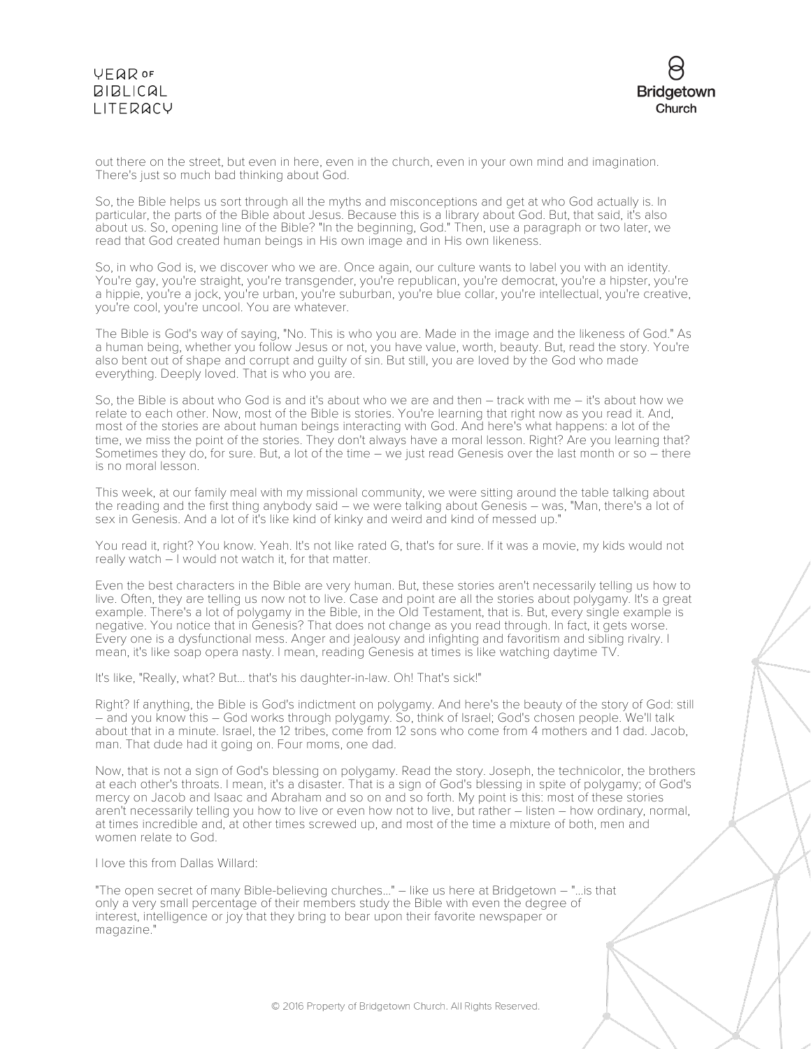out there on the street, but even in here, even in the church, even in your own mind and imagination. There's just so much bad thinking about God.

So, the Bible helps us sort through all the myths and misconceptions and get at who God actually is. In particular, the parts of the Bible about Jesus. Because this is a library about God. But, that said, it's also about us. So, opening line of the Bible? "In the beginning, God." Then, use a paragraph or two later, we read that God created human beings in His own image and in His own likeness.

So, in who God is, we discover who we are. Once again, our culture wants to label you with an identity. You're gay, you're straight, you're transgender, you're republican, you're democrat, you're a hipster, you're a hippie, you're a jock, you're urban, you're suburban, you're blue collar, you're intellectual, you're creative, you're cool, you're uncool. You are whatever.

The Bible is God's way of saying, "No. This is who you are. Made in the image and the likeness of God." As a human being, whether you follow Jesus or not, you have value, worth, beauty. But, read the story. You're also bent out of shape and corrupt and guilty of sin. But still, you are loved by the God who made everything. Deeply loved. That is who you are.

So, the Bible is about who God is and it's about who we are and then – track with me – it's about how we relate to each other. Now, most of the Bible is stories. You're learning that right now as you read it. And, most of the stories are about human beings interacting with God. And here's what happens: a lot of the time, we miss the point of the stories. They don't always have a moral lesson. Right? Are you learning that? Sometimes they do, for sure. But, a lot of the time – we just read Genesis over the last month or so – there is no moral lesson.

This week, at our family meal with my missional community, we were sitting around the table talking about the reading and the first thing anybody said – we were talking about Genesis – was, "Man, there's a lot of sex in Genesis. And a lot of it's like kind of kinky and weird and kind of messed up."

You read it, right? You know. Yeah. It's not like rated G, that's for sure. If it was a movie, my kids would not really watch – I would not watch it, for that matter.

Even the best characters in the Bible are very human. But, these stories aren't necessarily telling us how to live. Often, they are telling us now not to live. Case and point are all the stories about polygamy. It's a great example. There's a lot of polygamy in the Bible, in the Old Testament, that is. But, every single example is negative. You notice that in Genesis? That does not change as you read through. In fact, it gets worse. Every one is a dysfunctional mess. Anger and jealousy and infighting and favoritism and sibling rivalry. I mean, it's like soap opera nasty. I mean, reading Genesis at times is like watching daytime TV.

It's like, "Really, what? But... that's his daughter-in-law. Oh! That's sick!"

Right? If anything, the Bible is God's indictment on polygamy. And here's the beauty of the story of God: still – and you know this – God works through polygamy. So, think of Israel; God's chosen people. We'll talk about that in a minute. Israel, the 12 tribes, come from 12 sons who come from 4 mothers and 1 dad. Jacob, man. That dude had it going on. Four moms, one dad.

Now, that is not a sign of God's blessing on polygamy. Read the story. Joseph, the technicolor, the brothers at each other's throats. I mean, it's a disaster. That is a sign of God's blessing in spite of polygamy; of God's mercy on Jacob and Isaac and Abraham and so on and so forth. My point is this: most of these stories aren't necessarily telling you how to live or even how not to live, but rather – listen – how ordinary, normal, at times incredible and, at other times screwed up, and most of the time a mixture of both, men and women relate to God.

I love this from Dallas Willard:

"The open secret of many Bible-believing churches..." – like us here at Bridgetown – "...is that only a very small percentage of their members study the Bible with even the degree of interest, intelligence or joy that they bring to bear upon their favorite newspaper or magazine."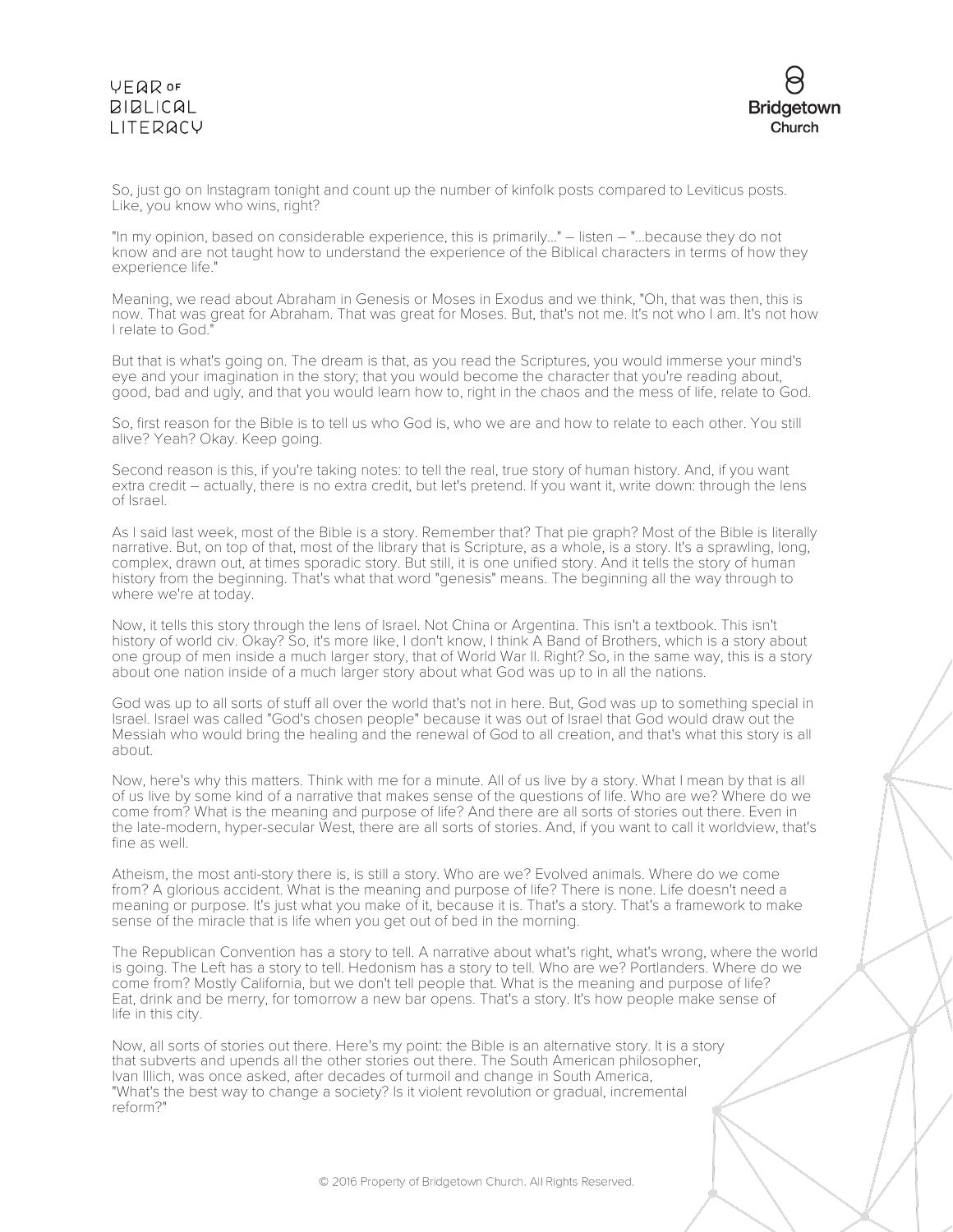So, just go on Instagram tonight and count up the number of kinfolk posts compared to Leviticus posts. Like, you know who wins, right?

"In my opinion, based on considerable experience, this is primarily..." – listen – "...because they do not know and are not taught how to understand the experience of the Biblical characters in terms of how they experience life."

Meaning, we read about Abraham in Genesis or Moses in Exodus and we think, "Oh, that was then, this is now. That was great for Abraham. That was great for Moses. But, that's not me. It's not who I am. It's not how I relate to God."

But that is what's going on. The dream is that, as you read the Scriptures, you would immerse your mind's eye and your imagination in the story; that you would become the character that you're reading about, good, bad and ugly, and that you would learn how to, right in the chaos and the mess of life, relate to God.

So, first reason for the Bible is to tell us who God is, who we are and how to relate to each other. You still alive? Yeah? Okay. Keep going.

Second reason is this, if you're taking notes: to tell the real, true story of human history. And, if you want extra credit – actually, there is no extra credit, but let's pretend. If you want it, write down: through the lens of Israel.

As I said last week, most of the Bible is a story. Remember that? That pie graph? Most of the Bible is literally narrative. But, on top of that, most of the library that is Scripture, as a whole, is a story. It's a sprawling, long, complex, drawn out, at times sporadic story. But still, it is one unified story. And it tells the story of human history from the beginning. That's what that word "genesis" means. The beginning all the way through to where we're at today.

Now, it tells this story through the lens of Israel. Not China or Argentina. This isn't a textbook. This isn't history of world civ. Okay? So, it's more like, I don't know, I think A Band of Brothers, which is a story about one group of men inside a much larger story, that of World War II. Right? So, in the same way, this is a story about one nation inside of a much larger story about what God was up to in all the nations.

God was up to all sorts of stuff all over the world that's not in here. But, God was up to something special in Israel. Israel was called "God's chosen people" because it was out of Israel that God would draw out the Messiah who would bring the healing and the renewal of God to all creation, and that's what this story is all about.

Now, here's why this matters. Think with me for a minute. All of us live by a story. What I mean by that is all of us live by some kind of a narrative that makes sense of the questions of life. Who are we? Where do we come from? What is the meaning and purpose of life? And there are all sorts of stories out there. Even in the late-modern, hyper-secular West, there are all sorts of stories. And, if you want to call it worldview, that's fine as well.

Atheism, the most anti-story there is, is still a story. Who are we? Evolved animals. Where do we come from? A glorious accident. What is the meaning and purpose of life? There is none. Life doesn't need a meaning or purpose. It's just what you make of it, because it is. That's a story. That's a framework to make sense of the miracle that is life when you get out of bed in the morning.

The Republican Convention has a story to tell. A narrative about what's right, what's wrong, where the world is going. The Left has a story to tell. Hedonism has a story to tell. Who are we? Portlanders. Where do we come from? Mostly California, but we don't tell people that. What is the meaning and purpose of life? Eat, drink and be merry, for tomorrow a new bar opens. That's a story. It's how people make sense of life in this city.

Now, all sorts of stories out there. Here's my point: the Bible is an alternative story. It is a story that subverts and upends all the other stories out there. The South American philosopher, Ivan Illich, was once asked, after decades of turmoil and change in South America, "What's the best way to change a society? Is it violent revolution or gradual, incremental reform?"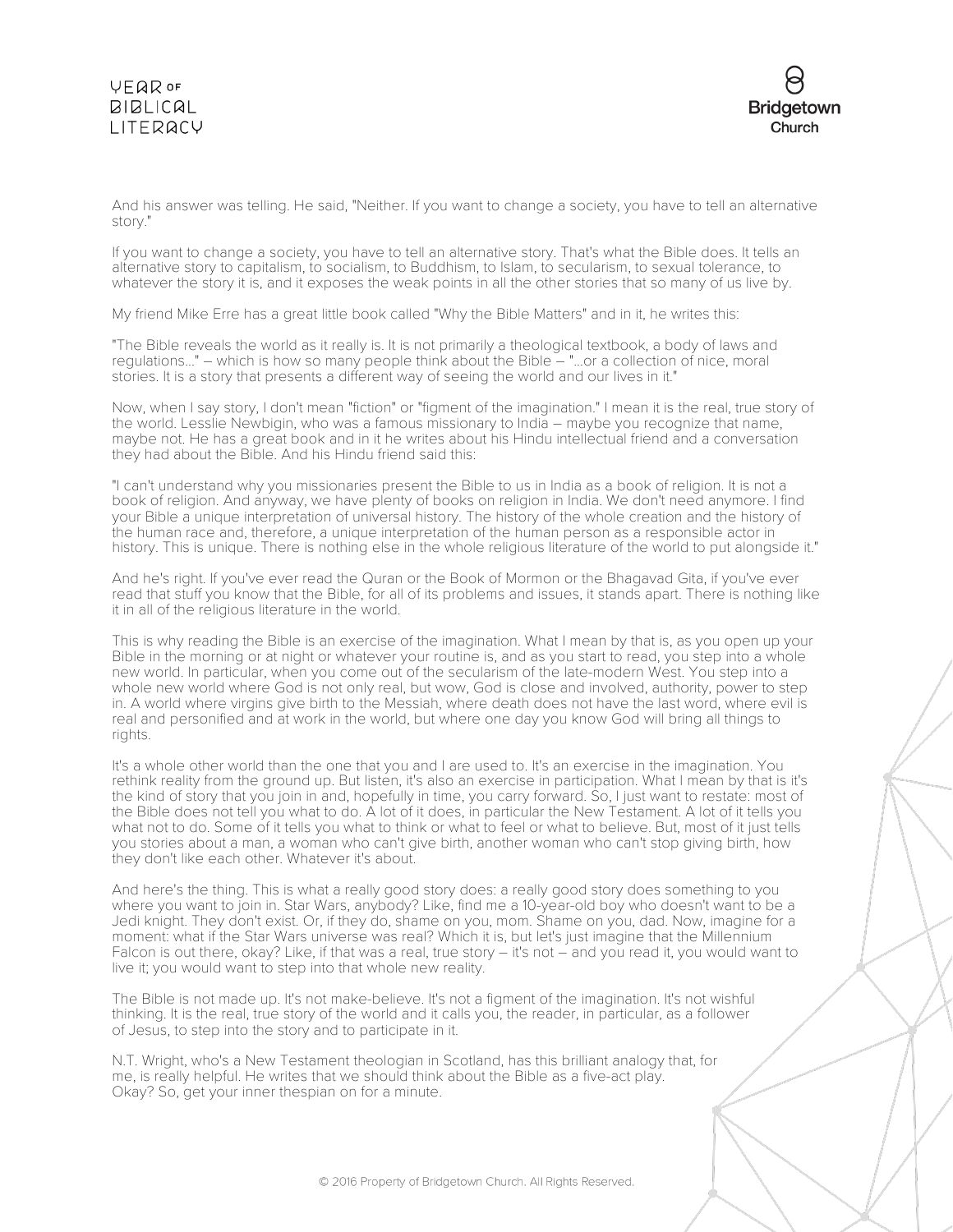And his answer was telling. He said, "Neither. If you want to change a society, you have to tell an alternative story."

If you want to change a society, you have to tell an alternative story. That's what the Bible does. It tells an alternative story to capitalism, to socialism, to Buddhism, to Islam, to secularism, to sexual tolerance, to whatever the story it is, and it exposes the weak points in all the other stories that so many of us live by.

My friend Mike Erre has a great little book called "Why the Bible Matters" and in it, he writes this:

"The Bible reveals the world as it really is. It is not primarily a theological textbook, a body of laws and regulations..." – which is how so many people think about the Bible – "...or a collection of nice, moral stories. It is a story that presents a different way of seeing the world and our lives in it."

Now, when I say story, I don't mean "fiction" or "figment of the imagination." I mean it is the real, true story of the world. Lesslie Newbigin, who was a famous missionary to India – maybe you recognize that name, maybe not. He has a great book and in it he writes about his Hindu intellectual friend and a conversation they had about the Bible. And his Hindu friend said this:

"I can't understand why you missionaries present the Bible to us in India as a book of religion. It is not a book of religion. And anyway, we have plenty of books on religion in India. We don't need anymore. I find your Bible a unique interpretation of universal history. The history of the whole creation and the history of the human race and, therefore, a unique interpretation of the human person as a responsible actor in history. This is unique. There is nothing else in the whole religious literature of the world to put alongside it."

And he's right. If you've ever read the Quran or the Book of Mormon or the Bhagavad Gita, if you've ever read that stuff you know that the Bible, for all of its problems and issues, it stands apart. There is nothing like it in all of the religious literature in the world.

This is why reading the Bible is an exercise of the imagination. What I mean by that is, as you open up your Bible in the morning or at night or whatever your routine is, and as you start to read, you step into a whole new world. In particular, when you come out of the secularism of the late-modern West. You step into a whole new world where God is not only real, but wow, God is close and involved, authority, power to step in. A world where virgins give birth to the Messiah, where death does not have the last word, where evil is real and personified and at work in the world, but where one day you know God will bring all things to rights.

It's a whole other world than the one that you and I are used to. It's an exercise in the imagination. You rethink reality from the ground up. But listen, it's also an exercise in participation. What I mean by that is it's the kind of story that you join in and, hopefully in time, you carry forward. So, I just want to restate: most of the Bible does not tell you what to do. A lot of it does, in particular the New Testament. A lot of it tells you what not to do. Some of it tells you what to think or what to feel or what to believe. But, most of it just tells you stories about a man, a woman who can't give birth, another woman who can't stop giving birth, how they don't like each other. Whatever it's about.

And here's the thing. This is what a really good story does: a really good story does something to you where you want to join in. Star Wars, anybody? Like, find me a 10-year-old boy who doesn't want to be a Jedi knight. They don't exist. Or, if they do, shame on you, mom. Shame on you, dad. Now, imagine for a moment: what if the Star Wars universe was real? Which it is, but let's just imagine that the Millennium Falcon is out there, okay? Like, if that was a real, true story – it's not – and you read it, you would want to live it; you would want to step into that whole new reality.

The Bible is not made up. It's not make-believe. It's not a figment of the imagination. It's not wishful thinking. It is the real, true story of the world and it calls you, the reader, in particular, as a follower of Jesus, to step into the story and to participate in it.

N.T. Wright, who's a New Testament theologian in Scotland, has this brilliant analogy that, for me, is really helpful. He writes that we should think about the Bible as a five-act play. Okay? So, get your inner thespian on for a minute.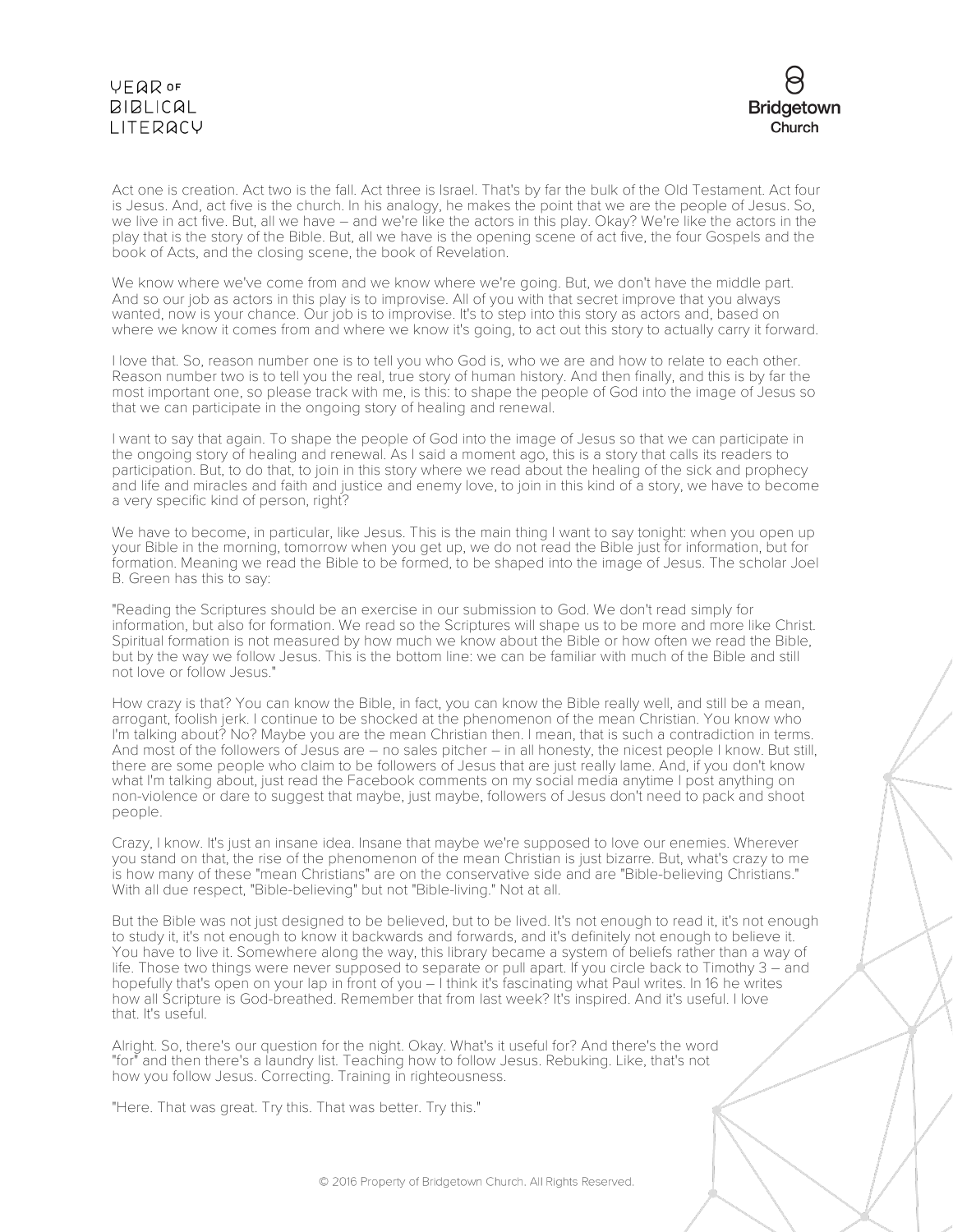Act one is creation. Act two is the fall. Act three is Israel. That's by far the bulk of the Old Testament. Act four is Jesus. And, act five is the church. In his analogy, he makes the point that we are the people of Jesus. So, we live in act five. But, all we have – and we're like the actors in this play. Okay? We're like the actors in the play that is the story of the Bible. But, all we have is the opening scene of act five, the four Gospels and the book of Acts, and the closing scene, the book of Revelation.

We know where we've come from and we know where we're going. But, we don't have the middle part. And so our job as actors in this play is to improvise. All of you with that secret improve that you always wanted, now is your chance. Our job is to improvise. It's to step into this story as actors and, based on where we know it comes from and where we know it's going, to act out this story to actually carry it forward.

I love that. So, reason number one is to tell you who God is, who we are and how to relate to each other. Reason number two is to tell you the real, true story of human history. And then finally, and this is by far the most important one, so please track with me, is this: to shape the people of God into the image of Jesus so that we can participate in the ongoing story of healing and renewal.

I want to say that again. To shape the people of God into the image of Jesus so that we can participate in the ongoing story of healing and renewal. As I said a moment ago, this is a story that calls its readers to participation. But, to do that, to join in this story where we read about the healing of the sick and prophecy and life and miracles and faith and justice and enemy love, to join in this kind of a story, we have to become a very specific kind of person, right?

We have to become, in particular, like Jesus. This is the main thing I want to say tonight: when you open up your Bible in the morning, tomorrow when you get up, we do not read the Bible just for information, but for formation. Meaning we read the Bible to be formed, to be shaped into the image of Jesus. The scholar Joel B. Green has this to say:

"Reading the Scriptures should be an exercise in our submission to God. We don't read simply for information, but also for formation. We read so the Scriptures will shape us to be more and more like Christ. Spiritual formation is not measured by how much we know about the Bible or how often we read the Bible, but by the way we follow Jesus. This is the bottom line: we can be familiar with much of the Bible and still not love or follow Jesus."

How crazy is that? You can know the Bible, in fact, you can know the Bible really well, and still be a mean, arrogant, foolish jerk. I continue to be shocked at the phenomenon of the mean Christian. You know who I'm talking about? No? Maybe you are the mean Christian then. I mean, that is such a contradiction in terms. And most of the followers of Jesus are – no sales pitcher – in all honesty, the nicest people I know. But still, there are some people who claim to be followers of Jesus that are just really lame. And, if you don't know what I'm talking about, just read the Facebook comments on my social media anytime I post anything on non-violence or dare to suggest that maybe, just maybe, followers of Jesus don't need to pack and shoot people.

Crazy, I know. It's just an insane idea. Insane that maybe we're supposed to love our enemies. Wherever you stand on that, the rise of the phenomenon of the mean Christian is just bizarre. But, what's crazy to me is how many of these "mean Christians" are on the conservative side and are "Bible-believing Christians." With all due respect, "Bible-believing" but not "Bible-living." Not at all.

But the Bible was not just designed to be believed, but to be lived. It's not enough to read it, it's not enough to study it, it's not enough to know it backwards and forwards, and it's definitely not enough to believe it. You have to live it. Somewhere along the way, this library became a system of beliefs rather than a way of life. Those two things were never supposed to separate or pull apart. If you circle back to Timothy 3 – and hopefully that's open on your lap in front of you – I think it's fascinating what Paul writes. In 16 he writes how all Scripture is God-breathed. Remember that from last week? It's inspired. And it's useful. I love that. It's useful.

Alright. So, there's our question for the night. Okay. What's it useful for? And there's the word "for" and then there's a laundry list. Teaching how to follow Jesus. Rebuking. Like, that's not how you follow Jesus. Correcting. Training in righteousness.

"Here. That was great. Try this. That was better. Try this."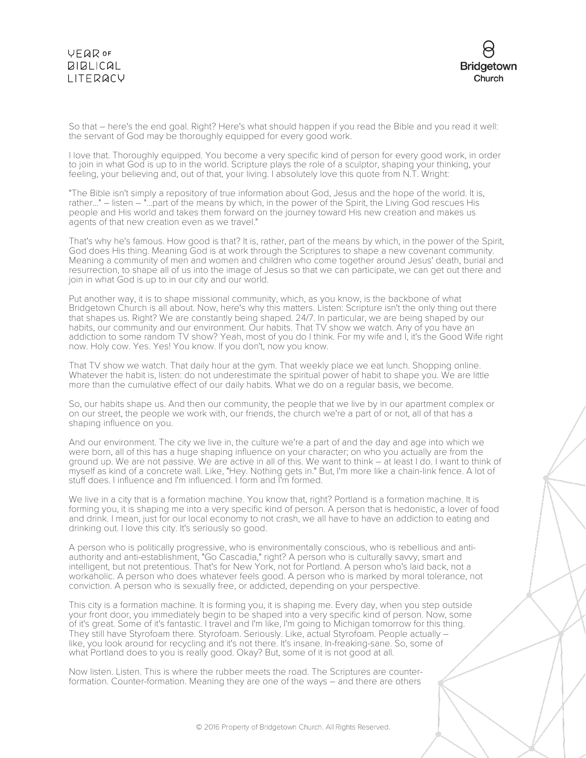So that – here's the end goal. Right? Here's what should happen if you read the Bible and you read it well: the servant of God may be thoroughly equipped for every good work.

I love that. Thoroughly equipped. You become a very specific kind of person for every good work, in order to join in what God is up to in the world. Scripture plays the role of a sculptor, shaping your thinking, your feeling, your believing and, out of that, your living. I absolutely love this quote from N.T. Wright:

"The Bible isn't simply a repository of true information about God, Jesus and the hope of the world. It is, rather..." – listen – "...part of the means by which, in the power of the Spirit, the Living God rescues His people and His world and takes them forward on the journey toward His new creation and makes us agents of that new creation even as we travel."

That's why he's famous. How good is that? It is, rather, part of the means by which, in the power of the Spirit, God does His thing. Meaning God is at work through the Scriptures to shape a new covenant community. Meaning a community of men and women and children who come together around Jesus' death, burial and resurrection, to shape all of us into the image of Jesus so that we can participate, we can get out there and join in what God is up to in our city and our world.

Put another way, it is to shape missional community, which, as you know, is the backbone of what Bridgetown Church is all about. Now, here's why this matters. Listen: Scripture isn't the only thing out there that shapes us. Right? We are constantly being shaped. 24/7. In particular, we are being shaped by our habits, our community and our environment. Our habits. That TV show we watch. Any of you have an addiction to some random TV show? Yeah, most of you do I think. For my wife and I, it's the Good Wife right now. Holy cow. Yes. Yes! You know. If you don't, now you know.

That TV show we watch. That daily hour at the gym. That weekly place we eat lunch. Shopping online. Whatever the habit is, listen: do not underestimate the spiritual power of habit to shape you. We are little more than the cumulative effect of our daily habits. What we do on a regular basis, we become.

So, our habits shape us. And then our community, the people that we live by in our apartment complex or on our street, the people we work with, our friends, the church we're a part of or not, all of that has a shaping influence on you.

And our environment. The city we live in, the culture we're a part of and the day and age into which we were born, all of this has a huge shaping influence on your character; on who you actually are from the ground up. We are not passive. We are active in all of this. We want to think – at least I do. I want to think of myself as kind of a concrete wall. Like, "Hey. Nothing gets in." But, I'm more like a chain-link fence. A lot of stuff does. I influence and I'm influenced. I form and I'm formed.

We live in a city that is a formation machine. You know that, right? Portland is a formation machine. It is forming you, it is shaping me into a very specific kind of person. A person that is hedonistic, a lover of food and drink. I mean, just for our local economy to not crash, we all have to have an addiction to eating and drinking out. I love this city. It's seriously so good.

A person who is politically progressive, who is environmentally conscious, who is rebellious and anti-authority and anti-establishment, "Go Cascadia," right? A person who is culturally savvy, smart and intelligent, but not pretentious. That's for New York, not for Portland. A person who's laid back, not a workaholic. A person who does whatever feels good. A person who is marked by moral tolerance, not conviction. A person who is sexually free, or addicted, depending on your perspective.

This city is a formation machine. It is forming you, it is shaping me. Every day, when you step outside your front door, you immediately begin to be shaped into a very specific kind of person. Now, some of it's great. Some of it's fantastic. I travel and I'm like, I'm going to Michigan tomorrow for this thing. They still have Styrofoam there. Styrofoam. Seriously. Like, actual Styrofoam. People actually – like, you look around for recycling and it's not there. It's insane. In-freaking-sane. So, some of what Portland does to you is really good. Okay? But, some of it is not good at all.

Now listen. Listen. This is where the rubber meets the road. The Scriptures are counter-formation. Counter-formation. Meaning they are one of the ways – and there are others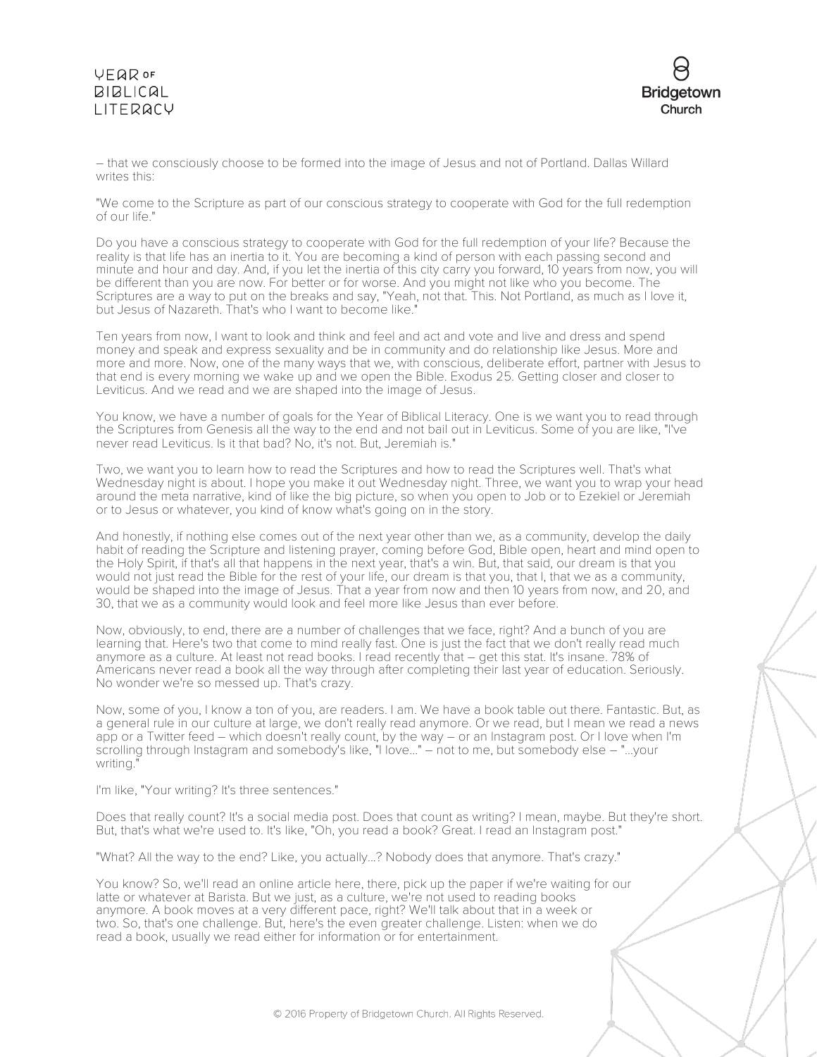– that we consciously choose to be formed into the image of Jesus and not of Portland. Dallas Willard writes this:

"We come to the Scripture as part of our conscious strategy to cooperate with God for the full redemption of our life."

Do you have a conscious strategy to cooperate with God for the full redemption of your life? Because the reality is that life has an inertia to it. You are becoming a kind of person with each passing second and minute and hour and day. And, if you let the inertia of this city carry you forward, 10 years from now, you will be different than you are now. For better or for worse. And you might not like who you become. The Scriptures are a way to put on the breaks and say, "Yeah, not that. This. Not Portland, as much as I love it, but Jesus of Nazareth. That's who I want to become like."

Ten years from now, I want to look and think and feel and act and vote and live and dress and spend money and speak and express sexuality and be in community and do relationship like Jesus. More and more and more. Now, one of the many ways that we, with conscious, deliberate effort, partner with Jesus to that end is every morning we wake up and we open the Bible. Exodus 25. Getting closer and closer to Leviticus. And we read and we are shaped into the image of Jesus.

You know, we have a number of goals for the Year of Biblical Literacy. One is we want you to read through the Scriptures from Genesis all the way to the end and not bail out in Leviticus. Some of you are like, "I've never read Leviticus. Is it that bad? No, it's not. But, Jeremiah is."

Two, we want you to learn how to read the Scriptures and how to read the Scriptures well. That's what Wednesday night is about. I hope you make it out Wednesday night. Three, we want you to wrap your head around the meta narrative, kind of like the big picture, so when you open to Job or to Ezekiel or Jeremiah or to Jesus or whatever, you kind of know what's going on in the story.

And honestly, if nothing else comes out of the next year other than we, as a community, develop the daily habit of reading the Scripture and listening prayer, coming before God, Bible open, heart and mind open to the Holy Spirit, if that's all that happens in the next year, that's a win. But, that said, our dream is that you would not just read the Bible for the rest of your life, our dream is that you, that I, that we as a community, would be shaped into the image of Jesus. That a year from now and then 10 years from now, and 20, and 30, that we as a community would look and feel more like Jesus than ever before.

Now, obviously, to end, there are a number of challenges that we face, right? And a bunch of you are learning that. Here's two that come to mind really fast. One is just the fact that we don't really read much anymore as a culture. At least not read books. I read recently that – get this stat. It's insane. 78% of Americans never read a book all the way through after completing their last year of education. Seriously. No wonder we're so messed up. That's crazy.

Now, some of you, I know a ton of you, are readers. I am. We have a book table out there. Fantastic. But, as a general rule in our culture at large, we don't really read anymore. Or we read, but I mean we read a news app or a Twitter feed – which doesn't really count, by the way – or an Instagram post. Or I love when I'm scrolling through Instagram and somebody's like, "I love..." – not to me, but somebody else – "...your writing."

I'm like, "Your writing? It's three sentences."

Does that really count? It's a social media post. Does that count as writing? I mean, maybe. But they're short. But, that's what we're used to. It's like, "Oh, you read a book? Great. I read an Instagram post."

"What? All the way to the end? Like, you actually...? Nobody does that anymore. That's crazy."

You know? So, we'll read an online article here, there, pick up the paper if we're waiting for our latte or whatever at Barista. But we just, as a culture, we're not used to reading books anymore. A book moves at a very different pace, right? We'll talk about that in a week or two. So, that's one challenge. But, here's the even greater challenge. Listen: when we do read a book, usually we read either for information or for entertainment.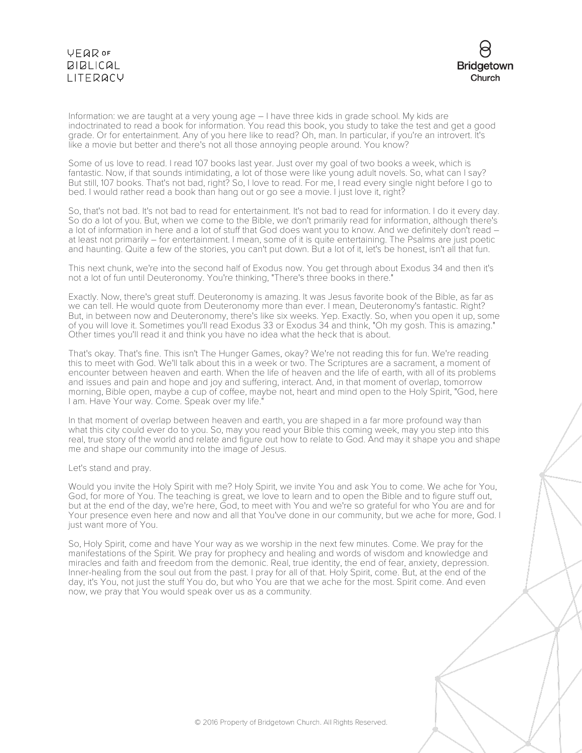Information: we are taught at a very young age – I have three kids in grade school. My kids are indoctrinated to read a book for information. You read this book, you study to take the test and get a good grade. Or for entertainment. Any of you here like to read? Oh, man. In particular, if you're an introvert. It's like a movie but better and there's not all those annoying people around. You know?

Some of us love to read. I read 107 books last year. Just over my goal of two books a week, which is fantastic. Now, if that sounds intimidating, a lot of those were like young adult novels. So, what can I say? But still, 107 books. That's not bad, right? So, I love to read. For me, I read every single night before I go to bed. I would rather read a book than hang out or go see a movie. I just love it, right?

So, that's not bad. It's not bad to read for entertainment. It's not bad to read for information. I do it every day. So do a lot of you. But, when we come to the Bible, we don't primarily read for information, although there's a lot of information in here and a lot of stuff that God does want you to know. And we definitely don't read – at least not primarily – for entertainment. I mean, some of it is quite entertaining. The Psalms are just poetic and haunting. Quite a few of the stories, you can't put down. But a lot of it, let's be honest, isn't all that fun.

This next chunk, we're into the second half of Exodus now. You get through about Exodus 34 and then it's not a lot of fun until Deuteronomy. You're thinking, "There's three books in there."

Exactly. Now, there's great stuff. Deuteronomy is amazing. It was Jesus favorite book of the Bible, as far as we can tell. He would quote from Deuteronomy more than ever. I mean, Deuteronomy's fantastic. Right? But, in between now and Deuteronomy, there's like six weeks. Yep. Exactly. So, when you open it up, some of you will love it. Sometimes you'll read Exodus 33 or Exodus 34 and think, "Oh my gosh. This is amazing." Other times you'll read it and think you have no idea what the heck that is about.

That's okay. That's fine. This isn't The Hunger Games, okay? We're not reading this for fun. We're reading this to meet with God. We'll talk about this in a week or two. The Scriptures are a sacrament, a moment of encounter between heaven and earth. When the life of heaven and the life of earth, with all of its problems and issues and pain and hope and joy and suffering, interact. And, in that moment of overlap, tomorrow morning, Bible open, maybe a cup of coffee, maybe not, heart and mind open to the Holy Spirit, "God, here I am. Have Your way. Come. Speak over my life."

In that moment of overlap between heaven and earth, you are shaped in a far more profound way than what this city could ever do to you. So, may you read your Bible this coming week, may you step into this real, true story of the world and relate and figure out how to relate to God. And may it shape you and shape me and shape our community into the image of Jesus.

Let's stand and pray.

Would you invite the Holy Spirit with me? Holy Spirit, we invite You and ask You to come. We ache for You, God, for more of You. The teaching is great, we love to learn and to open the Bible and to figure stuff out, but at the end of the day, we're here, God, to meet with You and we're so grateful for who You are and for Your presence even here and now and all that You've done in our community, but we ache for more, God. I just want more of You.

So, Holy Spirit, come and have Your way as we worship in the next few minutes. Come. We pray for the manifestations of the Spirit. We pray for prophecy and healing and words of wisdom and knowledge and miracles and faith and freedom from the demonic. Real, true identity, the end of fear, anxiety, depression. Inner-healing from the soul out from the past. I pray for all of that. Holy Spirit, come. But, at the end of the day, it's You, not just the stuff You do, but who You are that we ache for the most. Spirit come. And even now, we pray that You would speak over us as a community.